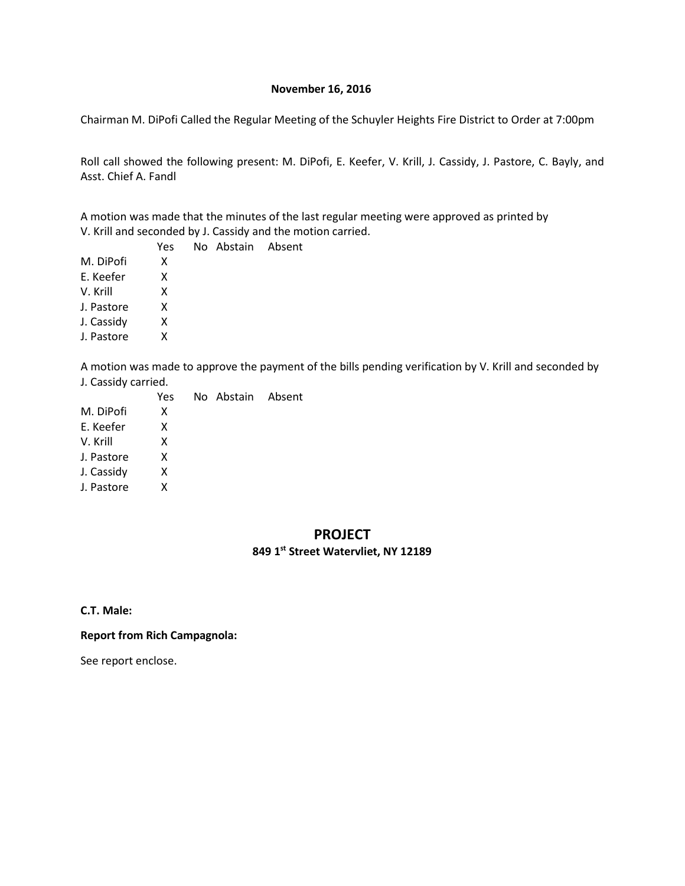**November 16, 2016**

Chairman M. DiPofi Called the Regular Meeting of the Schuyler Heights Fire District to Order at 7:00pm

Roll call showed the following present: M. DiPofi, E. Keefer, V. Krill, J. Cassidy, J. Pastore, C. Bayly, and Asst. Chief A. Fandl

A motion was made that the minutes of the last regular meeting were approved as printed by V. Krill and seconded by J. Cassidy and the motion carried.

| | Yes | No | Abstain | Absent |
|---|---|---|---|---|
| M. DiPofi | X | | | |
| E. Keefer | X | | | |
| V. Krill | X | | | |
| J. Pastore | X | | | |
| J. Cassidy | X | | | |
| J. Pastore | X | | | |

A motion was made to approve the payment of the bills pending verification by V. Krill and seconded by J. Cassidy carried.

| | Yes | No | Abstain | Absent |
|---|---|---|---|---|
| M. DiPofi | X | | | |
| E. Keefer | X | | | |
| V. Krill | X | | | |
| J. Pastore | X | | | |
| J. Cassidy | X | | | |
| J. Pastore | X | | | |

## PROJECT

**849 1st Street Watervliet, NY 12189**

**C.T. Male:**

**Report from Rich Campagnola:**

See report enclose.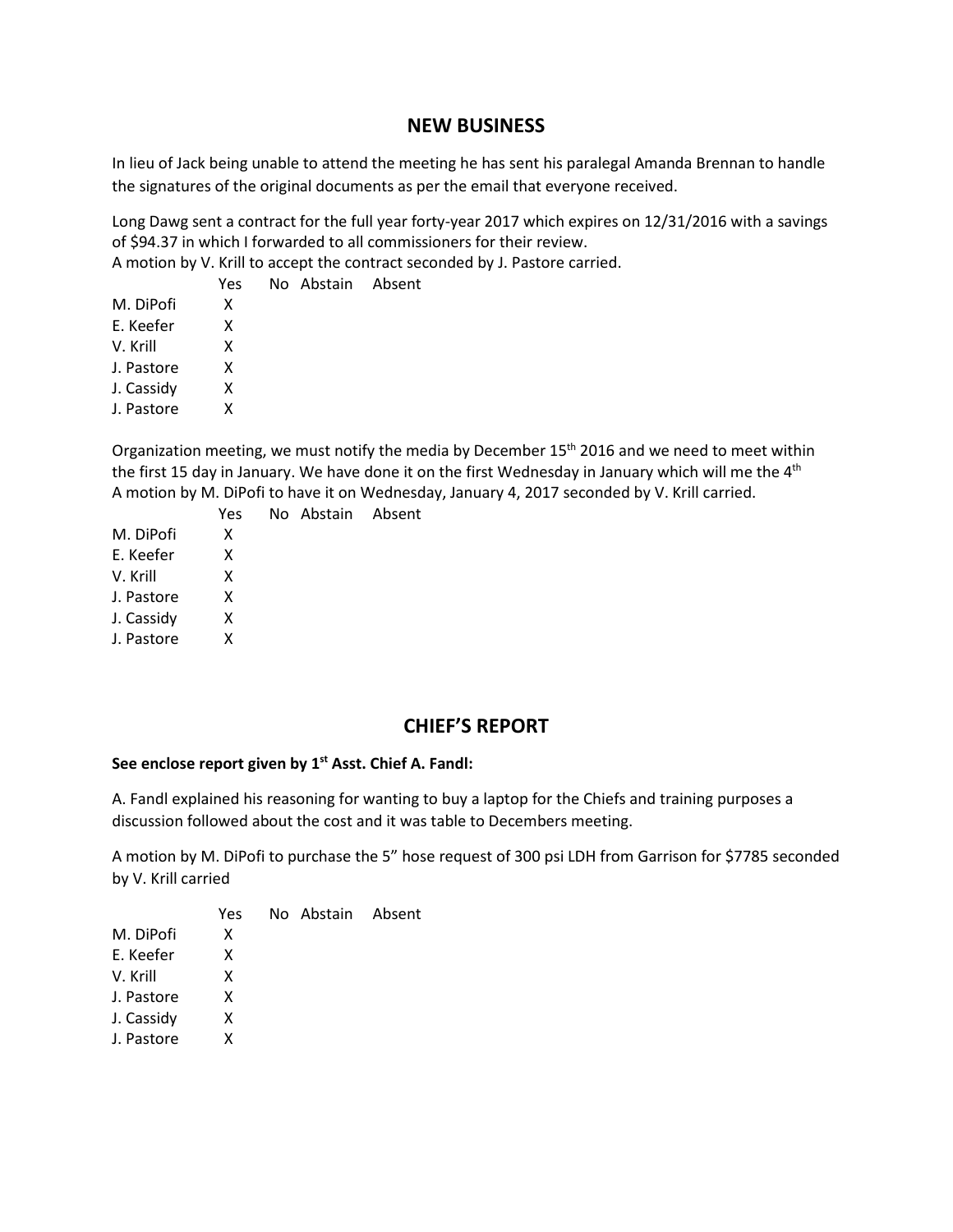## NEW BUSINESS

In lieu of Jack being unable to attend the meeting he has sent his paralegal Amanda Brennan to handle the signatures of the original documents as per the email that everyone received.

Long Dawg sent a contract for the full year forty-year 2017 which expires on 12/31/2016 with a savings of $94.37 in which I forwarded to all commissioners for their review.
A motion by V. Krill to accept the contract seconded by J. Pastore carried.

| | Yes | No | Abstain | Absent |
|---|---|---|---|---|
| M. DiPofi | X | | | |
| E. Keefer | X | | | |
| V. Krill | X | | | |
| J. Pastore | X | | | |
| J. Cassidy | X | | | |
| J. Pastore | X | | | |

Organization meeting, we must notify the media by December 15th 2016 and we need to meet within the first 15 day in January. We have done it on the first Wednesday in January which will me the 4th
A motion by M. DiPofi to have it on Wednesday, January 4, 2017 seconded by V. Krill carried.

| | Yes | No | Abstain | Absent |
|---|---|---|---|---|
| M. DiPofi | X | | | |
| E. Keefer | X | | | |
| V. Krill | X | | | |
| J. Pastore | X | | | |
| J. Cassidy | X | | | |
| J. Pastore | X | | | |

## CHIEF'S REPORT

**See enclose report given by 1st Asst. Chief A. Fandl:**

A. Fandl explained his reasoning for wanting to buy a laptop for the Chiefs and training purposes a discussion followed about the cost and it was table to Decembers meeting.

A motion by M. DiPofi to purchase the 5" hose request of 300 psi LDH from Garrison for $7785 seconded by V. Krill carried

| | Yes | No | Abstain | Absent |
|---|---|---|---|---|
| M. DiPofi | X | | | |
| E. Keefer | X | | | |
| V. Krill | X | | | |
| J. Pastore | X | | | |
| J. Cassidy | X | | | |
| J. Pastore | X | | | |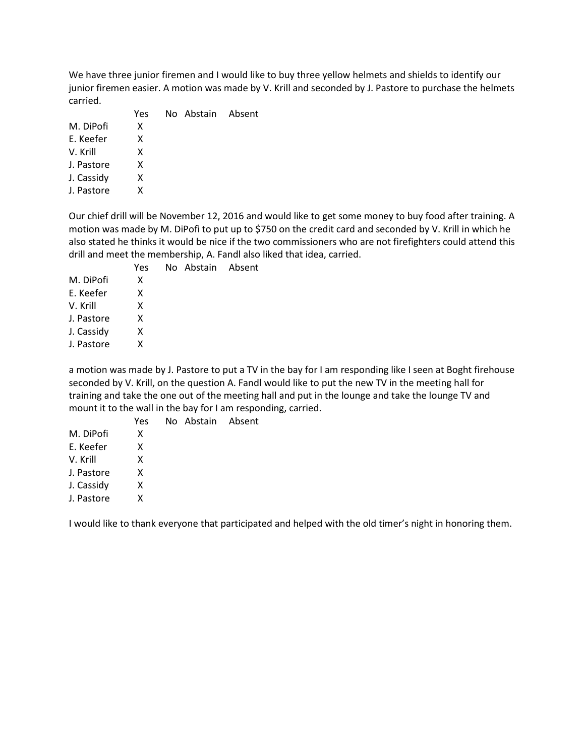We have three junior firemen and I would like to buy three yellow helmets and shields to identify our junior firemen easier. A motion was made by V. Krill and seconded by J. Pastore to purchase the helmets carried.

| | Yes | No | Abstain | Absent |
|---|---|---|---|---|
| M. DiPofi | X | | | |
| E. Keefer | X | | | |
| V. Krill | X | | | |
| J. Pastore | X | | | |
| J. Cassidy | X | | | |
| J. Pastore | X | | | |

Our chief drill will be November 12, 2016 and would like to get some money to buy food after training. A motion was made by M. DiPofi to put up to $750 on the credit card and seconded by V. Krill in which he also stated he thinks it would be nice if the two commissioners who are not firefighters could attend this drill and meet the membership, A. Fandl also liked that idea, carried.

| | Yes | No | Abstain | Absent |
|---|---|---|---|---|
| M. DiPofi | X | | | |
| E. Keefer | X | | | |
| V. Krill | X | | | |
| J. Pastore | X | | | |
| J. Cassidy | X | | | |
| J. Pastore | X | | | |

a motion was made by J. Pastore to put a TV in the bay for I am responding like I seen at Boght firehouse seconded by V. Krill, on the question A. Fandl would like to put the new TV in the meeting hall for training and take the one out of the meeting hall and put in the lounge and take the lounge TV and mount it to the wall in the bay for I am responding, carried.

| | Yes | No | Abstain | Absent |
|---|---|---|---|---|
| M. DiPofi | X | | | |
| E. Keefer | X | | | |
| V. Krill | X | | | |
| J. Pastore | X | | | |
| J. Cassidy | X | | | |
| J. Pastore | X | | | |

I would like to thank everyone that participated and helped with the old timer's night in honoring them.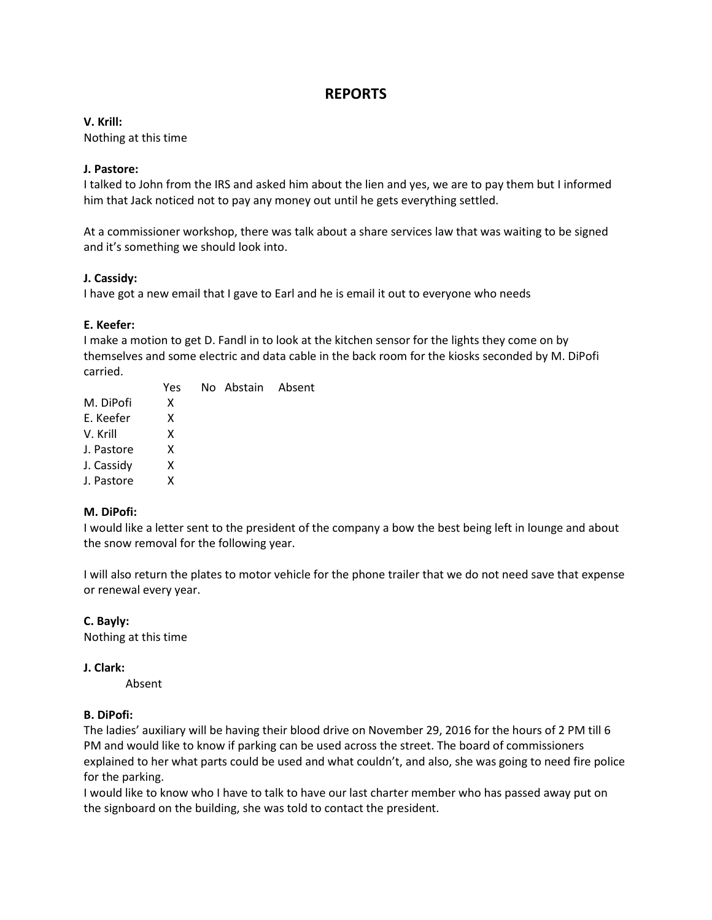## REPORTS

**V. Krill:**
Nothing at this time

**J. Pastore:**
I talked to John from the IRS and asked him about the lien and yes, we are to pay them but I informed him that Jack noticed not to pay any money out until he gets everything settled.

At a commissioner workshop, there was talk about a share services law that was waiting to be signed and it's something we should look into.

**J. Cassidy:**
I have got a new email that I gave to Earl and he is email it out to everyone who needs

**E. Keefer:**
I make a motion to get D. Fandl in to look at the kitchen sensor for the lights they come on by themselves and some electric and data cable in the back room for the kiosks seconded by M. DiPofi carried.

| | Yes | No | Abstain | Absent |
|---|---|---|---|---|
| M. DiPofi | X | | | |
| E. Keefer | X | | | |
| V. Krill | X | | | |
| J. Pastore | X | | | |
| J. Cassidy | X | | | |
| J. Pastore | X | | | |

**M. DiPofi:**
I would like a letter sent to the president of the company a bow the best being left in lounge and about the snow removal for the following year.

I will also return the plates to motor vehicle for the phone trailer that we do not need save that expense or renewal every year.

**C. Bayly:**
Nothing at this time

**J. Clark:**
Absent

**B. DiPofi:**
The ladies' auxiliary will be having their blood drive on November 29, 2016 for the hours of 2 PM till 6 PM and would like to know if parking can be used across the street. The board of commissioners explained to her what parts could be used and what couldn't, and also, she was going to need fire police for the parking.
I would like to know who I have to talk to have our last charter member who has passed away put on the signboard on the building, she was told to contact the president.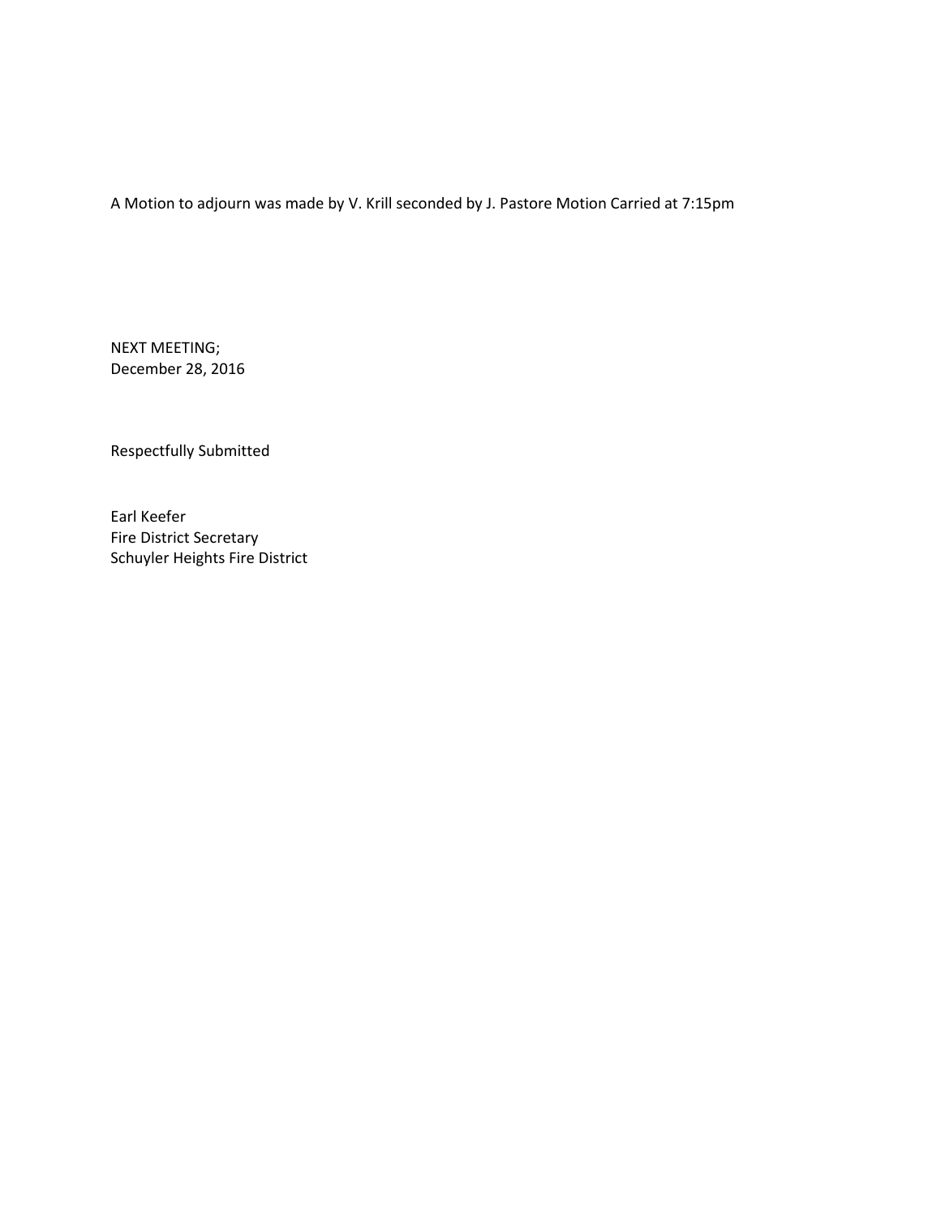A Motion to adjourn was made by V. Krill seconded by J. Pastore Motion Carried at 7:15pm

NEXT MEETING;
December 28, 2016

Respectfully Submitted

Earl Keefer
Fire District Secretary
Schuyler Heights Fire District